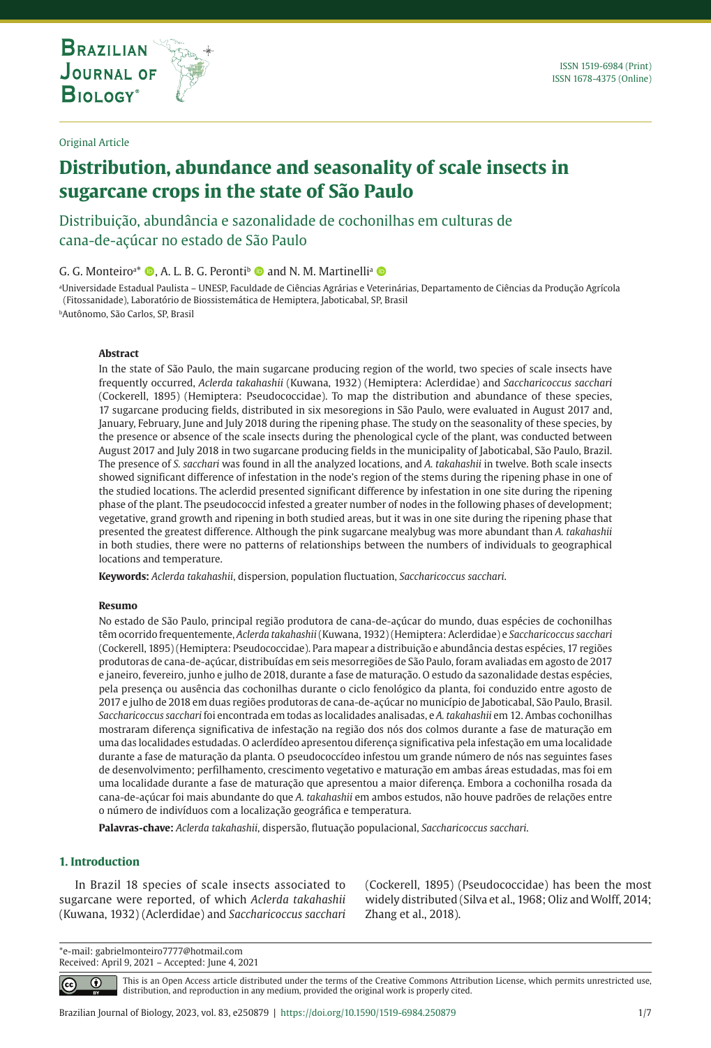Original Article

# Distribution, abundance and seasonality of scale insects in sugarcane crops in the state of São Paulo

## Distribuição, abundância e sazonalidade de cochonilhas em culturas de cana-de-açúcar no estado de São Paulo

G. G. Monteiro[a]* , A. L. B. G. Peronti[b] and N. M. Martinelli[a]

[a]Universidade Estadual Paulista – UNESP, Faculdade de Ciências Agrárias e Veterinárias, Departamento de Ciências da Produção Agrícola (Fitossanidade), Laboratório de Biossistemática de Hemiptera, Jaboticabal, SP, Brasil

[b]Autônomo, São Carlos, SP, Brasil

### Abstract

In the state of São Paulo, the main sugarcane producing region of the world, two species of scale insects have frequently occurred, *Aclerda takahashii* (Kuwana, 1932) (Hemiptera: Aclerdidae) and *Saccharicoccus sacchari* (Cockerell, 1895) (Hemiptera: Pseudococcidae). To map the distribution and abundance of these species, 17 sugarcane producing fields, distributed in six mesoregions in São Paulo, were evaluated in August 2017 and, January, February, June and July 2018 during the ripening phase. The study on the seasonality of these species, by the presence or absence of the scale insects during the phenological cycle of the plant, was conducted between August 2017 and July 2018 in two sugarcane producing fields in the municipality of Jaboticabal, São Paulo, Brazil. The presence of *S. sacchari* was found in all the analyzed locations, and *A. takahashii* in twelve. Both scale insects showed significant difference of infestation in the node's region of the stems during the ripening phase in one of the studied locations. The aclerdid presented significant difference by infestation in one site during the ripening phase of the plant. The pseudococcid infested a greater number of nodes in the following phases of development; vegetative, grand growth and ripening in both studied areas, but it was in one site during the ripening phase that presented the greatest difference. Although the pink sugarcane mealybug was more abundant than *A. takahashii* in both studies, there were no patterns of relationships between the numbers of individuals to geographical locations and temperature.

**Keywords:** *Aclerda takahashii*, dispersion, population fluctuation, *Saccharicoccus sacchari*.

### Resumo

No estado de São Paulo, principal região produtora de cana-de-açúcar do mundo, duas espécies de cochonilhas têm ocorrido frequentemente, *Aclerda takahashii* (Kuwana, 1932) (Hemiptera: Aclerdidae) e *Saccharicoccus sacchari* (Cockerell, 1895) (Hemiptera: Pseudococcidae). Para mapear a distribuição e abundância destas espécies, 17 regiões produtoras de cana-de-açúcar, distribuídas em seis mesorregiões de São Paulo, foram avaliadas em agosto de 2017 e janeiro, fevereiro, junho e julho de 2018, durante a fase de maturação. O estudo da sazonalidade destas espécies, pela presença ou ausência das cochonilhas durante o ciclo fenológico da planta, foi conduzido entre agosto de 2017 e julho de 2018 em duas regiões produtoras de cana-de-açúcar no município de Jaboticabal, São Paulo, Brasil. *Saccharicoccus sacchari* foi encontrada em todas as localidades analisadas, e *A. takahashii* em 12. Ambas cochonilhas mostraram diferença significativa de infestação na região dos nós dos colmos durante a fase de maturação em uma das localidades estudadas. O aclerdídeo apresentou diferença significativa pela infestação em uma localidade durante a fase de maturação da planta. O pseudococcídeo infestou um grande número de nós nas seguintes fases de desenvolvimento; perfilhamento, crescimento vegetativo e maturação em ambas áreas estudadas, mas foi em uma localidade durante a fase de maturação que apresentou a maior diferença. Embora a cochonilha rosada da cana-de-açúcar foi mais abundante do que *A. takahashii* em ambos estudos, não houve padrões de relações entre o número de indivíduos com a localização geográfica e temperatura.

**Palavras-chave:** *Aclerda takahashii*, dispersão, flutuação populacional, *Saccharicoccus sacchari*.

## 1. Introduction

In Brazil 18 species of scale insects associated to sugarcane were reported, of which *Aclerda takahashii* (Kuwana, 1932) (Aclerdidae) and *Saccharicoccus sacchari* (Cockerell, 1895) (Pseudococcidae) has been the most widely distributed (Silva et al., 1968; Oliz and Wolff, 2014; Zhang et al., 2018).

*e-mail: gabrielmonteiro7777@hotmail.com
Received: April 9, 2021 – Accepted: June 4, 2021

This is an Open Access article distributed under the terms of the Creative Commons Attribution License, which permits unrestricted use, distribution, and reproduction in any medium, provided the original work is properly cited.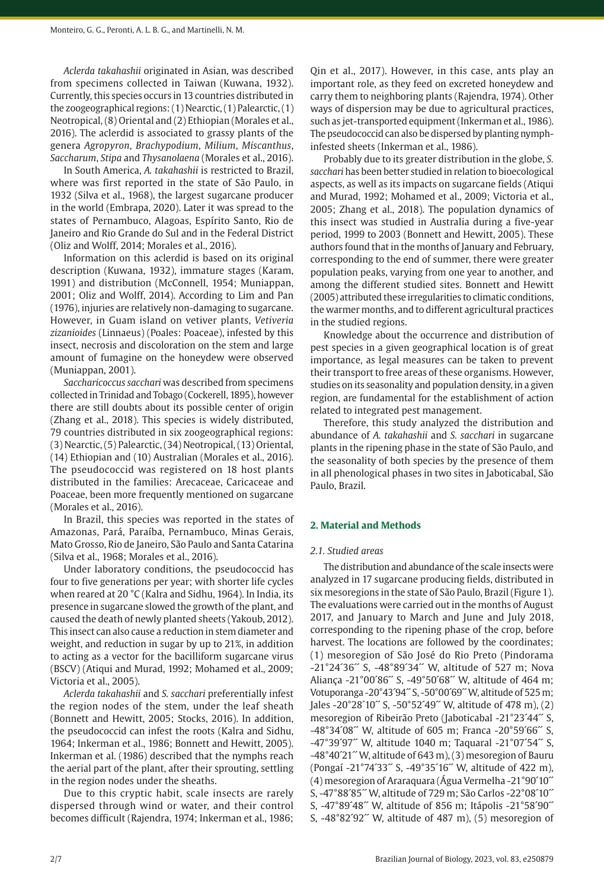*Aclerda takahashii* originated in Asian, was described from specimens collected in Taiwan (Kuwana, 1932). Currently, this species occurs in 13 countries distributed in the zoogeographical regions: (1) Nearctic, (1) Palearctic, (1) Neotropical, (8) Oriental and (2) Ethiopian (Morales et al., 2016). The aclerdid is associated to grassy plants of the genera *Agropyron*, *Brachypodium*, *Milium*, *Miscanthus*, *Saccharum*, *Stipa* and *Thysanolaena* (Morales et al., 2016).

In South America, *A. takahashii* is restricted to Brazil, where was first reported in the state of São Paulo, in 1932 (Silva et al., 1968), the largest sugarcane producer in the world (Embrapa, 2020). Later it was spread to the states of Pernambuco, Alagoas, Espírito Santo, Rio de Janeiro and Rio Grande do Sul and in the Federal District (Oliz and Wolff, 2014; Morales et al., 2016).

Information on this aclerdid is based on its original description (Kuwana, 1932), immature stages (Karam, 1991) and distribution (McConnell, 1954; Muniappan, 2001; Oliz and Wolff, 2014). According to Lim and Pan (1976), injuries are relatively non-damaging to sugarcane. However, in Guam island on vetiver plants, *Vetiveria zizanioides* (Linnaeus) (Poales: Poaceae), infested by this insect, necrosis and discoloration on the stem and large amount of fumagine on the honeydew were observed (Muniappan, 2001).

*Saccharicoccus sacchari* was described from specimens collected in Trinidad and Tobago (Cockerell, 1895), however there are still doubts about its possible center of origin (Zhang et al., 2018). This species is widely distributed, 79 countries distributed in six zoogeographical regions: (3) Nearctic, (5) Palearctic, (34) Neotropical, (13) Oriental, (14) Ethiopian and (10) Australian (Morales et al., 2016). The pseudococcid was registered on 18 host plants distributed in the families: Arecaceae, Caricaceae and Poaceae, been more frequently mentioned on sugarcane (Morales et al., 2016).

In Brazil, this species was reported in the states of Amazonas, Pará, Paraíba, Pernambuco, Minas Gerais, Mato Grosso, Rio de Janeiro, São Paulo and Santa Catarina (Silva et al., 1968; Morales et al., 2016).

Under laboratory conditions, the pseudococcid has four to five generations per year; with shorter life cycles when reared at 20 °C (Kalra and Sidhu, 1964). In India, its presence in sugarcane slowed the growth of the plant, and caused the death of newly planted sheets (Yakoub, 2012). This insect can also cause a reduction in stem diameter and weight, and reduction in sugar by up to 21%, in addition to acting as a vector for the bacilliform sugarcane virus (BSCV) (Atiqui and Murad, 1992; Mohamed et al., 2009; Victoria et al., 2005).

*Aclerda takahashii* and *S. sacchari* preferentially infest the region nodes of the stem, under the leaf sheath (Bonnett and Hewitt, 2005; Stocks, 2016). In addition, the pseudococcid can infest the roots (Kalra and Sidhu, 1964; Inkerman et al., 1986; Bonnett and Hewitt, 2005). Inkerman et al. (1986) described that the nymphs reach the aerial part of the plant, after their sprouting, settling in the region nodes under the sheaths.

Due to this cryptic habit, scale insects are rarely dispersed through wind or water, and their control becomes difficult (Rajendra, 1974; Inkerman et al., 1986; Qin et al., 2017). However, in this case, ants play an important role, as they feed on excreted honeydew and carry them to neighboring plants (Rajendra, 1974). Other ways of dispersion may be due to agricultural practices, such as jet-transported equipment (Inkerman et al., 1986). The pseudococcid can also be dispersed by planting nymph-infested sheets (Inkerman et al., 1986).

Probably due to its greater distribution in the globe, *S. sacchari* has been better studied in relation to bioecological aspects, as well as its impacts on sugarcane fields (Atiqui and Murad, 1992; Mohamed et al., 2009; Victoria et al., 2005; Zhang et al., 2018). The population dynamics of this insect was studied in Australia during a five-year period, 1999 to 2003 (Bonnett and Hewitt, 2005). These authors found that in the months of January and February, corresponding to the end of summer, there were greater population peaks, varying from one year to another, and among the different studied sites. Bonnett and Hewitt (2005) attributed these irregularities to climatic conditions, the warmer months, and to different agricultural practices in the studied regions.

Knowledge about the occurrence and distribution of pest species in a given geographical location is of great importance, as legal measures can be taken to prevent their transport to free areas of these organisms. However, studies on its seasonality and population density, in a given region, are fundamental for the establishment of action related to integrated pest management.

Therefore, this study analyzed the distribution and abundance of *A. takahashii* and *S. sacchari* in sugarcane plants in the ripening phase in the state of São Paulo, and the seasonality of both species by the presence of them in all phenological phases in two sites in Jaboticabal, São Paulo, Brazil.

## 2. Material and Methods

### 2.1. Studied areas

The distribution and abundance of the scale insects were analyzed in 17 sugarcane producing fields, distributed in six mesoregions in the state of São Paulo, Brazil (Figure 1). The evaluations were carried out in the months of August 2017, and January to March and June and July 2018, corresponding to the ripening phase of the crop, before harvest. The locations are followed by the coordinates; (1) mesoregion of São José do Rio Preto (Pindorama -21°24´36´´ S, -48°89´34´´ W, altitude of 527 m; Nova Aliança -21°00´86´´ S, -49°50´68´´ W, altitude of 464 m; Votuporanga -20°43´94´´ S, -50°00´69´´ W, altitude of 525 m; Jales -20°28´10´´ S, -50°52´49´´ W, altitude of 478 m), (2) mesoregion of Ribeirão Preto (Jaboticabal -21°23´44´´ S, -48°34´08´´ W, altitude of 605 m; Franca -20°59´66´´ S, -47°39´97´´ W, altitude 1040 m; Taquaral -21°07´54´´ S, -48°40´21´´ W, altitude of 643 m), (3) mesoregion of Bauru (Pongaí -21°74´33´´ S, -49°35´16´´ W, altitude of 422 m), (4) mesoregion of Araraquara (Água Vermelha -21°90´10´´ S, -47°88´85´´ W, altitude of 729 m; São Carlos -22°08´10´´ S, -47°89´48´´ W, altitude of 856 m; Itápolis -21°58´90´´ S, -48°82´92´´ W, altitude of 487 m), (5) mesoregion of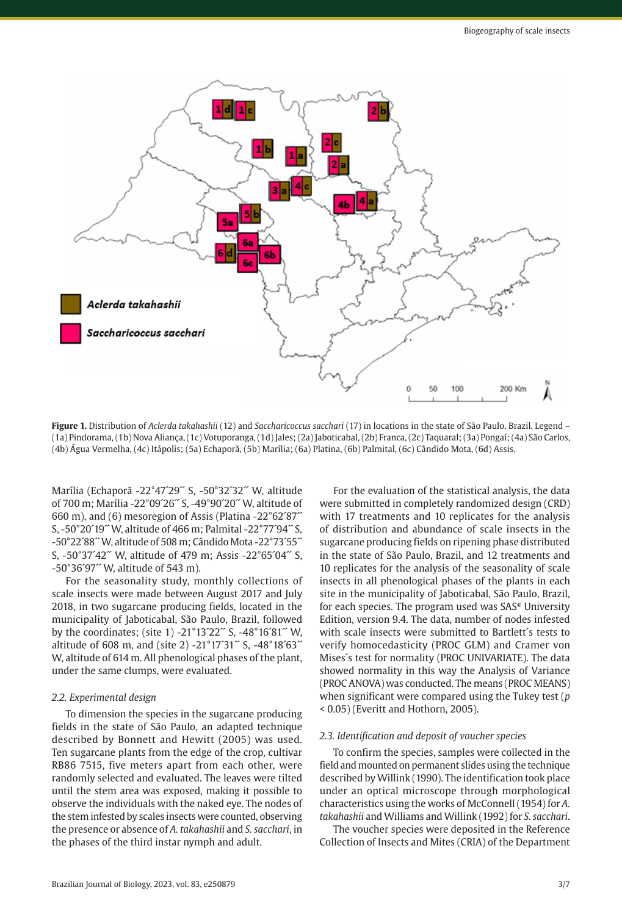**Figure 1.** Distribution of *Aclerda takahashii* (12) and *Saccharicoccus sacchari* (17) in locations in the state of São Paulo, Brazil. Legend – (1a) Pindorama, (1b) Nova Aliança, (1c) Votuporanga, (1d) Jales; (2a) Jaboticabal, (2b) Franca, (2c) Taquaral; (3a) Pongaí; (4a) São Carlos, (4b) Água Vermelha, (4c) Itápolis; (5a) Echaporã, (5b) Marília; (6a) Platina, (6b) Palmital, (6c) Cândido Mota, (6d) Assis.

Marília (Echaporã -22°47´29´´ S, -50°32´32´´ W, altitude of 700 m; Marília -22°09´26´´ S, -49°90´20´´ W, altitude of 660 m), and (6) mesoregion of Assis (Platina -22°62´87´´ S, -50°20´19´´ W, altitude of 466 m; Palmital -22°77´94´´ S, -50°22´88´´ W, altitude of 508 m; Cândido Mota -22°73´55´´ S, -50°37´42´´ W, altitude of 479 m; Assis -22°65´04´´ S, -50°36´97´´ W, altitude of 543 m).

For the seasonality study, monthly collections of scale insects were made between August 2017 and July 2018, in two sugarcane producing fields, located in the municipality of Jaboticabal, São Paulo, Brazil, followed by the coordinates; (site 1) -21°13´22´´ S, -48°16´81´´ W, altitude of 608 m, and (site 2) -21°17´31´´ S, -48°18´63´´ W, altitude of 614 m. All phenological phases of the plant, under the same clumps, were evaluated.

### 2.2. Experimental design

To dimension the species in the sugarcane producing fields in the state of São Paulo, an adapted technique described by Bonnett and Hewitt (2005) was used. Ten sugarcane plants from the edge of the crop, cultivar RB86 7515, five meters apart from each other, were randomly selected and evaluated. The leaves were tilted until the stem area was exposed, making it possible to observe the individuals with the naked eye. The nodes of the stem infested by scales insects were counted, observing the presence or absence of *A. takahashii* and *S. sacchari*, in the phases of the third instar nymph and adult.

For the evaluation of the statistical analysis, the data were submitted in completely randomized design (CRD) with 17 treatments and 10 replicates for the analysis of distribution and abundance of scale insects in the sugarcane producing fields on ripening phase distributed in the state of São Paulo, Brazil, and 12 treatments and 10 replicates for the analysis of the seasonality of scale insects in all phenological phases of the plants in each site in the municipality of Jaboticabal, São Paulo, Brazil, for each species. The program used was SAS® University Edition, version 9.4. The data, number of nodes infested with scale insects were submitted to Bartlett´s tests to verify homocedasticity (PROC GLM) and Cramer von Mises´s test for normality (PROC UNIVARIATE). The data showed normality in this way the Analysis of Variance (PROC ANOVA) was conducted. The means (PROC MEANS) when significant were compared using the Tukey test ($p < 0.05$) (Everitt and Hothorn, 2005).

### 2.3. Identification and deposit of voucher species

To confirm the species, samples were collected in the field and mounted on permanent slides using the technique described by Willink (1990). The identification took place under an optical microscope through morphological characteristics using the works of McConnell (1954) for *A. takahashii* and Williams and Willink (1992) for *S. sacchari*.

The voucher species were deposited in the Reference Collection of Insects and Mites (CRIA) of the Department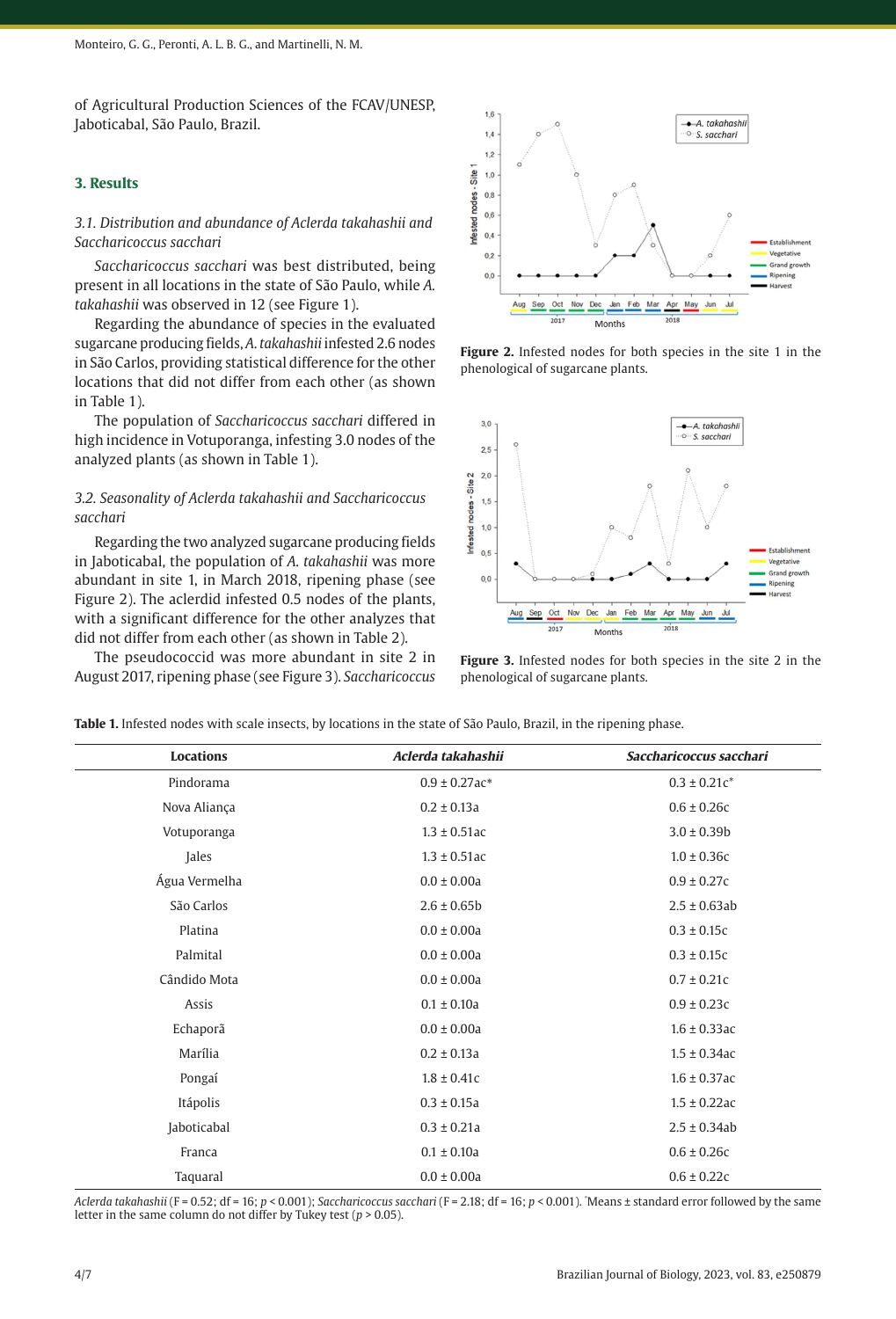of Agricultural Production Sciences of the FCAV/UNESP, Jaboticabal, São Paulo, Brazil.

## 3. Results

### 3.1. Distribution and abundance of *Aclerda takahashii* and *Saccharicoccus sacchari*

*Saccharicoccus sacchari* was best distributed, being present in all locations in the state of São Paulo, while *A. takahashii* was observed in 12 (see Figure 1).

Regarding the abundance of species in the evaluated sugarcane producing fields, *A. takahashii* infested 2.6 nodes in São Carlos, providing statistical difference for the other locations that did not differ from each other (as shown in Table 1).

The population of *Saccharicoccus sacchari* differed in high incidence in Votuporanga, infesting 3.0 nodes of the analyzed plants (as shown in Table 1).

### 3.2. Seasonality of *Aclerda takahashii* and *Saccharicoccus sacchari*

Regarding the two analyzed sugarcane producing fields in Jaboticabal, the population of *A. takahashii* was more abundant in site 1, in March 2018, ripening phase (see Figure 2). The aclerdid infested 0.5 nodes of the plants, with a significant difference for the other analyzes that did not differ from each other (as shown in Table 2).

The pseudococcid was more abundant in site 2 in August 2017, ripening phase (see Figure 3). *Saccharicoccus*

**Figure 2.** Infested nodes for both species in the site 1 in the phenological of sugarcane plants.

**Figure 3.** Infested nodes for both species in the site 2 in the phenological of sugarcane plants.

**Table 1.** Infested nodes with scale insects, by locations in the state of São Paulo, Brazil, in the ripening phase.

| Locations | *Aclerda takahashii* | *Saccharicoccus sacchari* |
|---|---|---|
| Pindorama | 0.9 ± 0.27ac* | 0.3 ± 0.21c* |
| Nova Aliança | 0.2 ± 0.13a | 0.6 ± 0.26c |
| Votuporanga | 1.3 ± 0.51ac | 3.0 ± 0.39b |
| Jales | 1.3 ± 0.51ac | 1.0 ± 0.36c |
| Água Vermelha | 0.0 ± 0.00a | 0.9 ± 0.27c |
| São Carlos | 2.6 ± 0.65b | 2.5 ± 0.63ab |
| Platina | 0.0 ± 0.00a | 0.3 ± 0.15c |
| Palmital | 0.0 ± 0.00a | 0.3 ± 0.15c |
| Cândido Mota | 0.0 ± 0.00a | 0.7 ± 0.21c |
| Assis | 0.1 ± 0.10a | 0.9 ± 0.23c |
| Echaporã | 0.0 ± 0.00a | 1.6 ± 0.33ac |
| Marília | 0.2 ± 0.13a | 1.5 ± 0.34ac |
| Pongaí | 1.8 ± 0.41c | 1.6 ± 0.37ac |
| Itápolis | 0.3 ± 0.15a | 1.5 ± 0.22ac |
| Jaboticabal | 0.3 ± 0.21a | 2.5 ± 0.34ab |
| Franca | 0.1 ± 0.10a | 0.6 ± 0.26c |
| Taquaral | 0.0 ± 0.00a | 0.6 ± 0.22c |

*Aclerda takahashii* ($F = 0.52$; $df = 16$; $p < 0.001$); *Saccharicoccus sacchari* ($F = 2.18$; $df = 16$; $p < 0.001$). *Means ± standard error followed by the same letter in the same column do not differ by Tukey test ($p > 0.05$).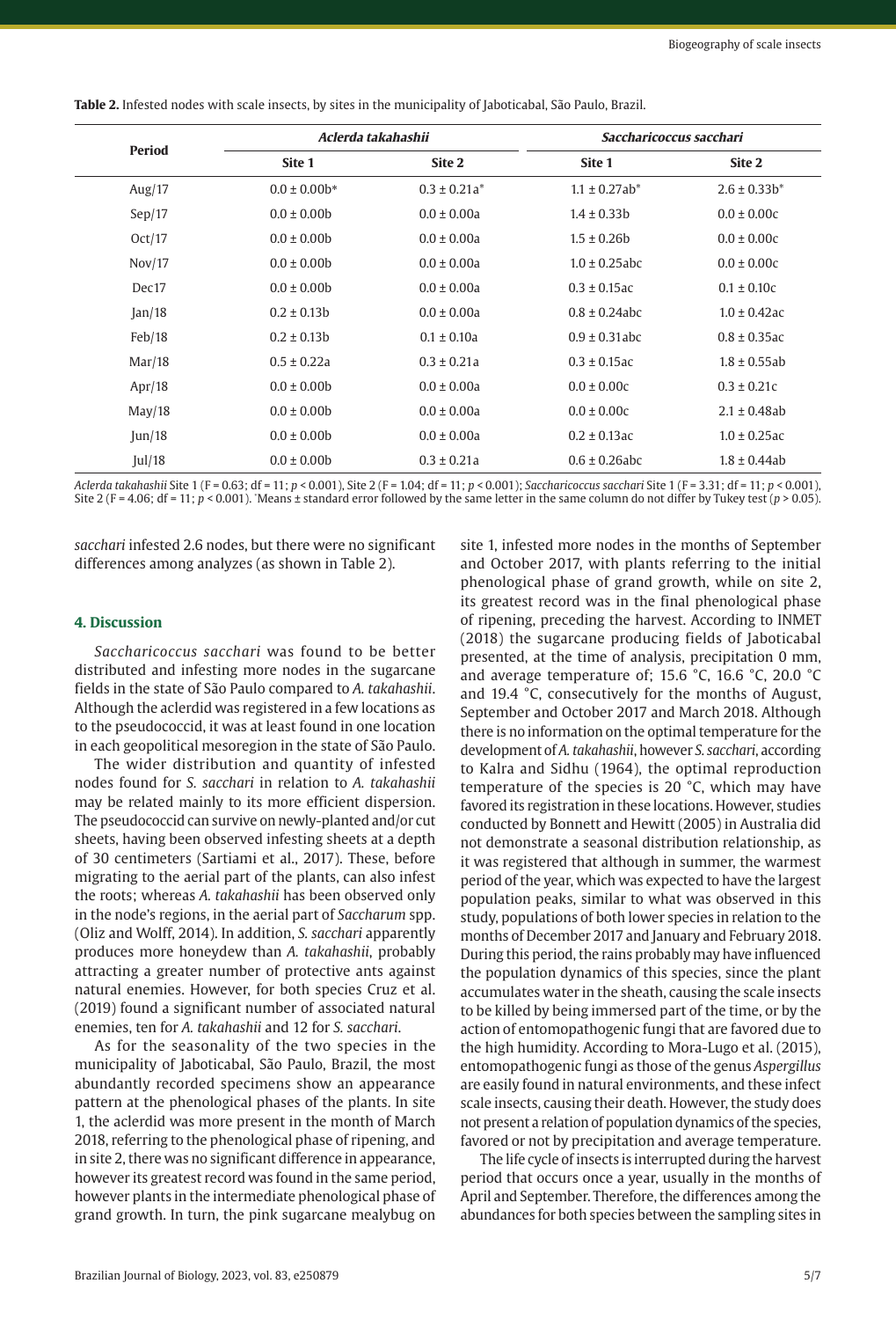**Table 2.** Infested nodes with scale insects, by sites in the municipality of Jaboticabal, São Paulo, Brazil.

| Period | *Aclerda takahashii* | | *Saccharicoccus sacchari* | |
|---|---|---|---|---|
| | Site 1 | Site 2 | Site 1 | Site 2 |
| Aug/17 | 0.0 ± 0.00b* | 0.3 ± 0.21a* | 1.1 ± 0.27ab* | 2.6 ± 0.33b* |
| Sep/17 | 0.0 ± 0.00b | 0.0 ± 0.00a | 1.4 ± 0.33b | 0.0 ± 0.00c |
| Oct/17 | 0.0 ± 0.00b | 0.0 ± 0.00a | 1.5 ± 0.26b | 0.0 ± 0.00c |
| Nov/17 | 0.0 ± 0.00b | 0.0 ± 0.00a | 1.0 ± 0.25abc | 0.0 ± 0.00c |
| Dec17 | 0.0 ± 0.00b | 0.0 ± 0.00a | 0.3 ± 0.15ac | 0.1 ± 0.10c |
| Jan/18 | 0.2 ± 0.13b | 0.0 ± 0.00a | 0.8 ± 0.24abc | 1.0 ± 0.42ac |
| Feb/18 | 0.2 ± 0.13b | 0.1 ± 0.10a | 0.9 ± 0.31abc | 0.8 ± 0.35ac |
| Mar/18 | 0.5 ± 0.22a | 0.3 ± 0.21a | 0.3 ± 0.15ac | 1.8 ± 0.55ab |
| Apr/18 | 0.0 ± 0.00b | 0.0 ± 0.00a | 0.0 ± 0.00c | 0.3 ± 0.21c |
| May/18 | 0.0 ± 0.00b | 0.0 ± 0.00a | 0.0 ± 0.00c | 2.1 ± 0.48ab |
| Jun/18 | 0.0 ± 0.00b | 0.0 ± 0.00a | 0.2 ± 0.13ac | 1.0 ± 0.25ac |
| Jul/18 | 0.0 ± 0.00b | 0.3 ± 0.21a | 0.6 ± 0.26abc | 1.8 ± 0.44ab |

*Aclerda takahashii* Site 1 (F = 0.63; df = 11; $p < 0.001$), Site 2 (F = 1.04; df = 11; $p < 0.001$); *Saccharicoccus sacchari* Site 1 (F = 3.31; df = 11; $p < 0.001$), Site 2 (F = 4.06; df = 11; $p < 0.001$). *Means ± standard error followed by the same letter in the same column do not differ by Tukey test ($p > 0.05$).

*sacchari* infested 2.6 nodes, but there were no significant differences among analyzes (as shown in Table 2).

## 4. Discussion

*Saccharicoccus sacchari* was found to be better distributed and infesting more nodes in the sugarcane fields in the state of São Paulo compared to *A. takahashii*. Although the aclerdid was registered in a few locations as to the pseudococcid, it was at least found in one location in each geopolitical mesoregion in the state of São Paulo.

The wider distribution and quantity of infested nodes found for *S. sacchari* in relation to *A. takahashii* may be related mainly to its more efficient dispersion. The pseudococcid can survive on newly-planted and/or cut sheets, having been observed infesting sheets at a depth of 30 centimeters (Sartiami et al., 2017). These, before migrating to the aerial part of the plants, can also infest the roots; whereas *A. takahashii* has been observed only in the node's regions, in the aerial part of *Saccharum* spp. (Oliz and Wolff, 2014). In addition, *S. sacchari* apparently produces more honeydew than *A. takahashii*, probably attracting a greater number of protective ants against natural enemies. However, for both species Cruz et al. (2019) found a significant number of associated natural enemies, ten for *A. takahashii* and 12 for *S. sacchari*.

As for the seasonality of the two species in the municipality of Jaboticabal, São Paulo, Brazil, the most abundantly recorded specimens show an appearance pattern at the phenological phases of the plants. In site 1, the aclerdid was more present in the month of March 2018, referring to the phenological phase of ripening, and in site 2, there was no significant difference in appearance, however its greatest record was found in the same period, however plants in the intermediate phenological phase of grand growth. In turn, the pink sugarcane mealybug on site 1, infested more nodes in the months of September and October 2017, with plants referring to the initial phenological phase of grand growth, while on site 2, its greatest record was in the final phenological phase of ripening, preceding the harvest. According to INMET (2018) the sugarcane producing fields of Jaboticabal presented, at the time of analysis, precipitation 0 mm, and average temperature of; 15.6 °C, 16.6 °C, 20.0 °C and 19.4 °C, consecutively for the months of August, September and October 2017 and March 2018. Although there is no information on the optimal temperature for the development of *A. takahashii*, however *S. sacchari*, according to Kalra and Sidhu (1964), the optimal reproduction temperature of the species is 20 °C, which may have favored its registration in these locations. However, studies conducted by Bonnett and Hewitt (2005) in Australia did not demonstrate a seasonal distribution relationship, as it was registered that although in summer, the warmest period of the year, which was expected to have the largest population peaks, similar to what was observed in this study, populations of both lower species in relation to the months of December 2017 and January and February 2018. During this period, the rains probably may have influenced the population dynamics of this species, since the plant accumulates water in the sheath, causing the scale insects to be killed by being immersed part of the time, or by the action of entomopathogenic fungi that are favored due to the high humidity. According to Mora-Lugo et al. (2015), entomopathogenic fungi as those of the genus *Aspergillus* are easily found in natural environments, and these infect scale insects, causing their death. However, the study does not present a relation of population dynamics of the species, favored or not by precipitation and average temperature.

The life cycle of insects is interrupted during the harvest period that occurs once a year, usually in the months of April and September. Therefore, the differences among the abundances for both species between the sampling sites in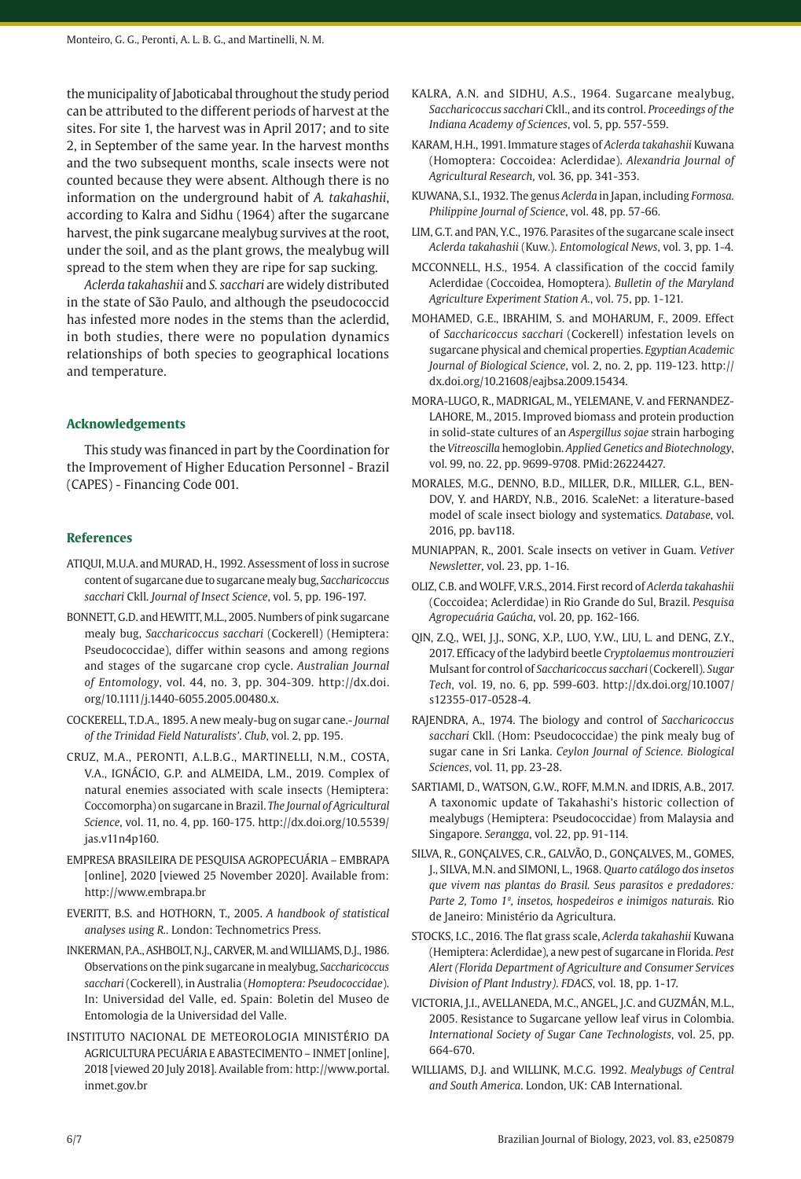the municipality of Jaboticabal throughout the study period can be attributed to the different periods of harvest at the sites. For site 1, the harvest was in April 2017; and to site 2, in September of the same year. In the harvest months and the two subsequent months, scale insects were not counted because they were absent. Although there is no information on the underground habit of *A. takahashii*, according to Kalra and Sidhu (1964) after the sugarcane harvest, the pink sugarcane mealybug survives at the root, under the soil, and as the plant grows, the mealybug will spread to the stem when they are ripe for sap sucking.

*Aclerda takahashii* and *S. sacchari* are widely distributed in the state of São Paulo, and although the pseudococcid has infested more nodes in the stems than the aclerdid, in both studies, there were no population dynamics relationships of both species to geographical locations and temperature.

## Acknowledgements

This study was financed in part by the Coordination for the Improvement of Higher Education Personnel - Brazil (CAPES) - Financing Code 001.

## References

ATIQUI, M.U.A. and MURAD, H., 1992. Assessment of loss in sucrose content of sugarcane due to sugarcane mealy bug, *Saccharicoccus sacchari* Ckll. *Journal of Insect Science*, vol. 5, pp. 196-197.

BONNETT, G.D. and HEWITT, M.L., 2005. Numbers of pink sugarcane mealy bug, *Saccharicoccus sacchari* (Cockerell) (Hemiptera: Pseudococcidae), differ within seasons and among regions and stages of the sugarcane crop cycle. *Australian Journal of Entomology*, vol. 44, no. 3, pp. 304-309. http://dx.doi.org/10.1111/j.1440-6055.2005.00480.x.

COCKERELL, T.D.A., 1895. A new mealy-bug on sugar cane.- *Journal of the Trinidad Field Naturalists'. Club*, vol. 2, pp. 195.

CRUZ, M.A., PERONTI, A.L.B.G., MARTINELLI, N.M., COSTA, V.A., IGNÁCIO, G.P. and ALMEIDA, L.M., 2019. Complex of natural enemies associated with scale insects (Hemiptera: Coccomorpha) on sugarcane in Brazil. *The Journal of Agricultural Science*, vol. 11, no. 4, pp. 160-175. http://dx.doi.org/10.5539/jas.v11n4p160.

EMPRESA BRASILEIRA DE PESQUISA AGROPECUÁRIA – EMBRAPA [online], 2020 [viewed 25 November 2020]. Available from: http://www.embrapa.br

EVERITT, B.S. and HOTHORN, T., 2005. *A handbook of statistical analyses using R.*. London: Technometrics Press.

INKERMAN, P.A., ASHBOLT, N.J., CARVER, M. and WILLIAMS, D.J., 1986. Observations on the pink sugarcane in mealybug, *Saccharicoccus sacchari* (Cockerell), in Australia (*Homoptera: Pseudococcidae*). In: Universidad del Valle, ed. Spain: Boletin del Museo de Entomologia de la Universidad del Valle.

INSTITUTO NACIONAL DE METEOROLOGIA MINISTÉRIO DA AGRICULTURA PECUÁRIA E ABASTECIMENTO – INMET [online], 2018 [viewed 20 July 2018]. Available from: http://www.portal.inmet.gov.br

KALRA, A.N. and SIDHU, A.S., 1964. Sugarcane mealybug, *Saccharicoccus sacchari* Ckll., and its control. *Proceedings of the Indiana Academy of Sciences*, vol. 5, pp. 557-559.

KARAM, H.H., 1991. Immature stages of *Aclerda takahashii* Kuwana (Homoptera: Coccoidea: Aclerdidae). *Alexandria Journal of Agricultural Research*, vol. 36, pp. 341-353.

KUWANA, S.I., 1932. The genus *Aclerda* in Japan, including *Formosa. Philippine Journal of Science*, vol. 48, pp. 57-66.

LIM, G.T. and PAN, Y.C., 1976. Parasites of the sugarcane scale insect *Aclerda takahashii* (Kuw.). *Entomological News*, vol. 3, pp. 1-4.

MCCONNELL, H.S., 1954. A classification of the coccid family Aclerdidae (Coccoidea, Homoptera). *Bulletin of the Maryland Agriculture Experiment Station A.*, vol. 75, pp. 1-121.

MOHAMED, G.E., IBRAHIM, S. and MOHARUM, F., 2009. Effect of *Saccharicoccus sacchari* (Cockerell) infestation levels on sugarcane physical and chemical properties. *Egyptian Academic Journal of Biological Science*, vol. 2, no. 2, pp. 119-123. http://dx.doi.org/10.21608/eajbsa.2009.15434.

MORA-LUGO, R., MADRIGAL, M., YELEMANE, V. and FERNANDEZ-LAHORE, M., 2015. Improved biomass and protein production in solid-state cultures of an *Aspergillus sojae* strain harboging the *Vitreoscilla* hemoglobin. *Applied Genetics and Biotechnology*, vol. 99, no. 22, pp. 9699-9708. PMid:26224427.

MORALES, M.G., DENNO, B.D., MILLER, D.R., MILLER, G.L., BEN-DOV, Y. and HARDY, N.B., 2016. ScaleNet: a literature-based model of scale insect biology and systematics. *Database*, vol. 2016, pp. bav118.

MUNIAPPAN, R., 2001. Scale insects on vetiver in Guam. *Vetiver Newsletter*, vol. 23, pp. 1-16.

OLIZ, C.B. and WOLFF, V.R.S., 2014. First record of *Aclerda takahashii* (Coccoidea; Aclerdidae) in Rio Grande do Sul, Brazil. *Pesquisa Agropecuária Gaúcha*, vol. 20, pp. 162-166.

QIN, Z.Q., WEI, J.J., SONG, X.P., LUO, Y.W., LIU, L. and DENG, Z.Y., 2017. Efficacy of the ladybird beetle *Cryptolaemus montrouzieri* Mulsant for control of *Saccharicoccus sacchari* (Cockerell). *Sugar Tech*, vol. 19, no. 6, pp. 599-603. http://dx.doi.org/10.1007/s12355-017-0528-4.

RAJENDRA, A., 1974. The biology and control of *Saccharicoccus sacchari* Ckll. (Hom: Pseudococcidae) the pink mealy bug of sugar cane in Sri Lanka. *Ceylon Journal of Science. Biological Sciences*, vol. 11, pp. 23-28.

SARTIAMI, D., WATSON, G.W., ROFF, M.M.N. and IDRIS, A.B., 2017. A taxonomic update of Takahashi's historic collection of mealybugs (Hemiptera: Pseudococcidae) from Malaysia and Singapore. *Serangga*, vol. 22, pp. 91-114.

SILVA, R., GONÇALVES, C.R., GALVÃO, D., GONÇALVES, M., GOMES, J., SILVA, M.N. and SIMONI, L., 1968. *Quarto catálogo dos insetos que vivem nas plantas do Brasil. Seus parasitos e predadores: Parte 2, Tomo 1º, insetos, hospedeiros e inimigos naturais.* Rio de Janeiro: Ministério da Agricultura.

STOCKS, I.C., 2016. The flat grass scale, *Aclerda takahashii* Kuwana (Hemiptera: Aclerdidae), a new pest of sugarcane in Florida. *Pest Alert (Florida Department of Agriculture and Consumer Services Division of Plant Industry). FDACS*, vol. 18, pp. 1-17.

VICTORIA, J.I., AVELLANEDA, M.C., ANGEL, J.C. and GUZMÁN, M.L., 2005. Resistance to Sugarcane yellow leaf virus in Colombia. *International Society of Sugar Cane Technologists*, vol. 25, pp. 664-670.

WILLIAMS, D.J. and WILLINK, M.C.G. 1992. *Mealybugs of Central and South America*. London, UK: CAB International.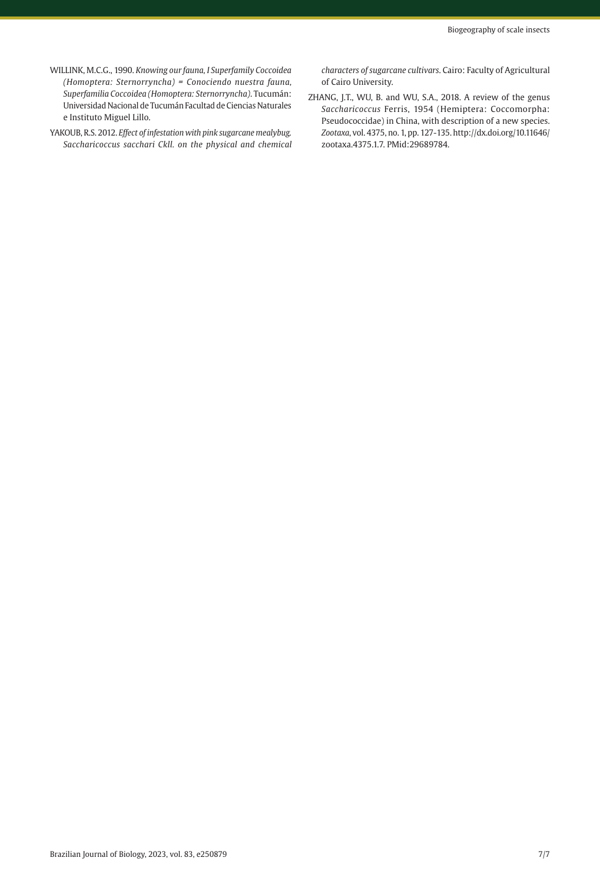WILLINK, M.C.G., 1990. *Knowing our fauna, I Superfamily Coccoidea (Homoptera: Sternorryncha) = Conociendo nuestra fauna, Superfamilia Coccoidea (Homoptera: Sternorryncha).* Tucumán: Universidad Nacional de Tucumán Facultad de Ciencias Naturales e Instituto Miguel Lillo.

YAKOUB, R.S. 2012. *Effect of infestation with pink sugarcane mealybug. Saccharicoccus sacchari Ckll. on the physical and chemical characters of sugarcane cultivars.* Cairo: Faculty of Agricultural of Cairo University.

ZHANG, J.T., WU, B. and WU, S.A., 2018. A review of the genus *Saccharicoccus* Ferris, 1954 (Hemiptera: Coccomorpha: Pseudococcidae) in China, with description of a new species. *Zootaxa*, vol. 4375, no. 1, pp. 127-135. http://dx.doi.org/10.11646/zootaxa.4375.1.7. PMid:29689784.